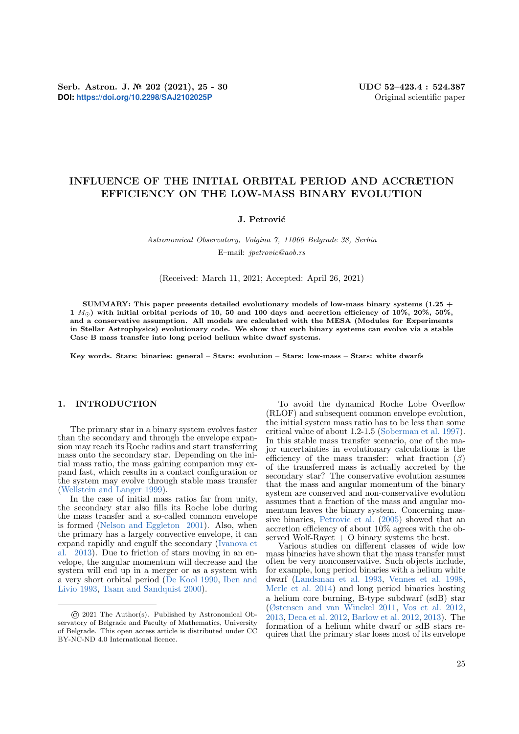Serb. Astron. J. № 202 (2021), 25 - 30
**DOI: https://doi.org/10.2298/SAJ2102025P**

UDC 52–423.4 : 524.387
Original scientific paper

# INFLUENCE OF THE INITIAL ORBITAL PERIOD AND ACCRETION EFFICIENCY ON THE LOW-MASS BINARY EVOLUTION

**J. Petrović**

*Astronomical Observatory, Volgina 7, 11060 Belgrade 38, Serbia*
E–mail: *jpetrovic@aob.rs*

(Received: March 11, 2021; Accepted: April 26, 2021)

**SUMMARY: This paper presents detailed evolutionary models of low-mass binary systems (1.25 + 1 $M_\odot$) with initial orbital periods of 10, 50 and 100 days and accretion efficiency of 10%, 20%, 50%, and a conservative assumption. All models are calculated with the MESA (Modules for Experiments in Stellar Astrophysics) evolutionary code. We show that such binary systems can evolve via a stable Case B mass transfer into long period helium white dwarf systems.**

**Key words. Stars: binaries: general – Stars: evolution – Stars: low-mass – Stars: white dwarfs**

## 1. INTRODUCTION

The primary star in a binary system evolves faster than the secondary and through the envelope expansion may reach its Roche radius and start transferring mass onto the secondary star. Depending on the initial mass ratio, the mass gaining companion may expand fast, which results in a contact configuration or the system may evolve through stable mass transfer (Wellstein and Langer 1999).

In the case of initial mass ratios far from unity, the secondary star also fills its Roche lobe during the mass transfer and a so-called common envelope is formed (Nelson and Eggleton 2001). Also, when the primary has a largely convective envelope, it can expand rapidly and engulf the secondary (Ivanova et al. 2013). Due to friction of stars moving in an envelope, the angular momentum will decrease and the system will end up in a merger or as a system with a very short orbital period (De Kool 1990, Iben and Livio 1993, Taam and Sandquist 2000).

To avoid the dynamical Roche Lobe Overflow (RLOF) and subsequent common envelope evolution, the initial system mass ratio has to be less than some critical value of about 1.2-1.5 (Soberman et al. 1997). In this stable mass transfer scenario, one of the major uncertainties in evolutionary calculations is the efficiency of the mass transfer: what fraction ($\beta$) of the transferred mass is actually accreted by the secondary star? The conservative evolution assumes that the mass and angular momentum of the binary system are conserved and non-conservative evolution assumes that a fraction of the mass and angular momentum leaves the binary system. Concerning massive binaries, Petrovic et al. (2005) showed that an accretion efficiency of about 10% agrees with the observed Wolf-Rayet + O binary systems the best.

Various studies on different classes of wide low mass binaries have shown that the mass transfer must often be very nonconservative. Such objects include, for example, long period binaries with a helium white dwarf (Landsman et al. 1993, Vennes et al. 1998, Merle et al. 2014) and long period binaries hosting a helium core burning, B-type subdwarf (sdB) star (Østensen and van Winckel 2011, Vos et al. 2012, 2013, Deca et al. 2012, Barlow et al. 2012, 2013). The formation of a helium white dwarf or sdB stars requires that the primary star loses most of its envelope

© 2021 The Author(s). Published by Astronomical Observatory of Belgrade and Faculty of Mathematics, University of Belgrade. This open access article is distributed under CC BY-NC-ND 4.0 International licence.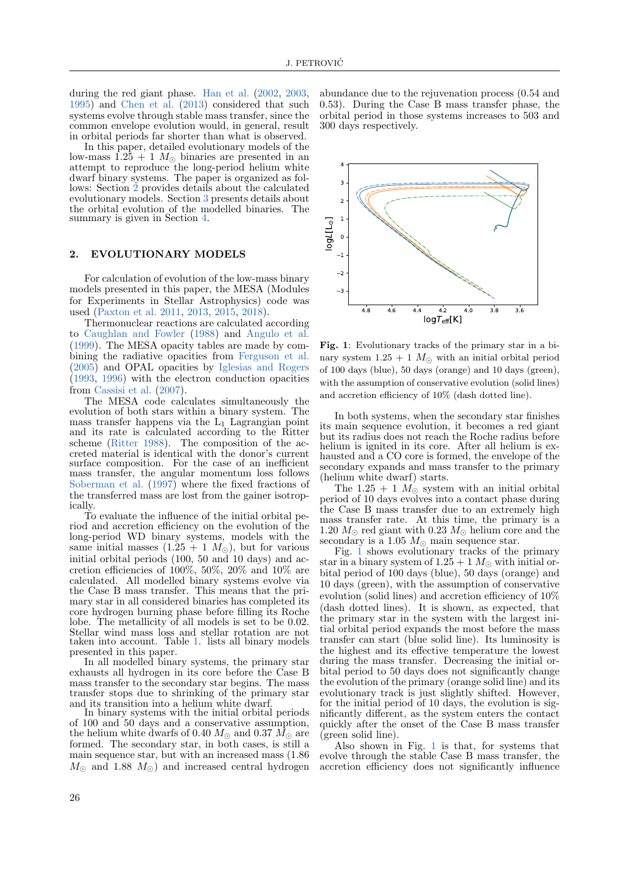during the red giant phase. Han et al. (2002, 2003, 1995) and Chen et al. (2013) considered that such systems evolve through stable mass transfer, since the common envelope evolution would, in general, result in orbital periods far shorter than what is observed.

In this paper, detailed evolutionary models of the low-mass $1.25 + 1\ M_{\odot}$ binaries are presented in an attempt to reproduce the long-period helium white dwarf binary systems. The paper is organized as follows: Section 2 provides details about the calculated evolutionary models. Section 3 presents details about the orbital evolution of the modelled binaries. The summary is given in Section 4.

## 2. EVOLUTIONARY MODELS

For calculation of evolution of the low-mass binary models presented in this paper, the MESA (Modules for Experiments in Stellar Astrophysics) code was used (Paxton et al. 2011, 2013, 2015, 2018).

Thermonuclear reactions are calculated according to Caughlan and Fowler (1988) and Angulo et al. (1999). The MESA opacity tables are made by combining the radiative opacities from Ferguson et al. (2005) and OPAL opacities by Iglesias and Rogers (1993, 1996) with the electron conduction opacities from Cassisi et al. (2007).

The MESA code calculates simultaneously the evolution of both stars within a binary system. The mass transfer happens via the $L_1$ Lagrangian point and its rate is calculated according to the Ritter scheme (Ritter 1988). The composition of the accreted material is identical with the donor's current surface composition. For the case of an inefficient mass transfer, the angular momentum loss follows Soberman et al. (1997) where the fixed fractions of the transferred mass are lost from the gainer isotropically.

To evaluate the influence of the initial orbital period and accretion efficiency on the evolution of the long-period WD binary systems, models with the same initial masses ($1.25 + 1\ M_{\odot}$), but for various initial orbital periods (100, 50 and 10 days) and accretion efficiencies of 100%, 50%, 20% and 10% are calculated. All modelled binary systems evolve via the Case B mass transfer. This means that the primary star in all considered binaries has completed its core hydrogen burning phase before filling its Roche lobe. The metallicity of all models is set to be 0.02. Stellar wind mass loss and stellar rotation are not taken into account. Table 1. lists all binary models presented in this paper.

In all modelled binary systems, the primary star exhausts all hydrogen in its core before the Case B mass transfer to the secondary star begins. The mass transfer stops due to shrinking of the primary star and its transition into a helium white dwarf.

In binary systems with the initial orbital periods of 100 and 50 days and a conservative assumption, the helium white dwarfs of $0.40\ M_{\odot}$ and $0.37\ M_{\odot}$ are formed. The secondary star, in both cases, is still a main sequence star, but with an increased mass ($1.86\ M_{\odot}$ and $1.88\ M_{\odot}$) and increased central hydrogen abundance due to the rejuvenation process (0.54 and 0.53). During the Case B mass transfer phase, the orbital period in those systems increases to 503 and 300 days respectively.

**Fig. 1**: Evolutionary tracks of the primary star in a binary system $1.25 + 1\ M_{\odot}$ with an initial orbital period of 100 days (blue), 50 days (orange) and 10 days (green), with the assumption of conservative evolution (solid lines) and accretion efficiency of 10% (dash dotted line).

In both systems, when the secondary star finishes its main sequence evolution, it becomes a red giant but its radius does not reach the Roche radius before helium is ignited in its core. After all helium is exhausted and a CO core is formed, the envelope of the secondary expands and mass transfer to the primary (helium white dwarf) starts.

The $1.25 + 1\ M_{\odot}$ system with an initial orbital period of 10 days evolves into a contact phase during the Case B mass transfer due to an extremely high mass transfer rate. At this time, the primary is a $1.20\ M_{\odot}$ red giant with $0.23\ M_{\odot}$ helium core and the secondary is a $1.05\ M_{\odot}$ main sequence star.

Fig. 1 shows evolutionary tracks of the primary star in a binary system of $1.25 + 1\ M_{\odot}$ with initial orbital period of 100 days (blue), 50 days (orange) and 10 days (green), with the assumption of conservative evolution (solid lines) and accretion efficiency of 10% (dash dotted lines). It is shown, as expected, that the primary star in the system with the largest initial orbital period expands the most before the mass transfer can start (blue solid line). Its luminosity is the highest and its effective temperature the lowest during the mass transfer. Decreasing the initial orbital period to 50 days does not significantly change the evolution of the primary (orange solid line) and its evolutionary track is just slightly shifted. However, for the initial period of 10 days, the evolution is significantly different, as the system enters the contact phase quickly after the onset of the Case B mass transfer (green solid line).

Also shown in Fig. 1 is that, for systems that evolve through the stable Case B mass transfer, the accretion efficiency does not significantly influence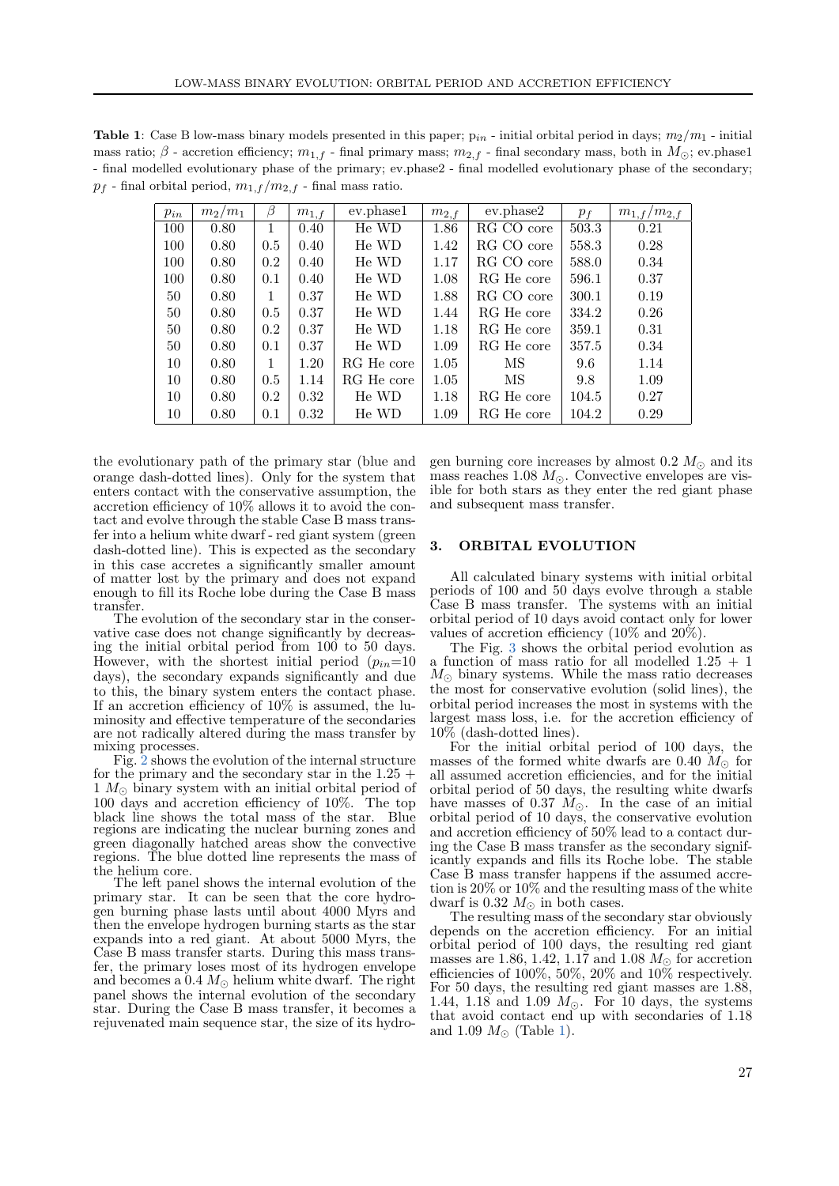**Table 1**: Case B low-mass binary models presented in this paper; $p_{in}$ - initial orbital period in days; $m_2/m_1$ - initial mass ratio; $\beta$ - accretion efficiency; $m_{1,f}$ - final primary mass; $m_{2,f}$ - final secondary mass, both in $M_\odot$; ev.phase1 - final modelled evolutionary phase of the primary; ev.phase2 - final modelled evolutionary phase of the secondary; $p_f$ - final orbital period, $m_{1,f}/m_{2,f}$ - final mass ratio.

| $p_{in}$ | $m_2/m_1$ | $\beta$ | $m_{1,f}$ | ev.phase1 | $m_{2,f}$ | ev.phase2 | $p_f$ | $m_{1,f}/m_{2,f}$ |
|---|---|---|---|---|---|---|---|---|
| 100 | 0.80 | 1 | 0.40 | He WD | 1.86 | RG CO core | 503.3 | 0.21 |
| 100 | 0.80 | 0.5 | 0.40 | He WD | 1.42 | RG CO core | 558.3 | 0.28 |
| 100 | 0.80 | 0.2 | 0.40 | He WD | 1.17 | RG CO core | 588.0 | 0.34 |
| 100 | 0.80 | 0.1 | 0.40 | He WD | 1.08 | RG He core | 596.1 | 0.37 |
| 50 | 0.80 | 1 | 0.37 | He WD | 1.88 | RG CO core | 300.1 | 0.19 |
| 50 | 0.80 | 0.5 | 0.37 | He WD | 1.44 | RG He core | 334.2 | 0.26 |
| 50 | 0.80 | 0.2 | 0.37 | He WD | 1.18 | RG He core | 359.1 | 0.31 |
| 50 | 0.80 | 0.1 | 0.37 | He WD | 1.09 | RG He core | 357.5 | 0.34 |
| 10 | 0.80 | 1 | 1.20 | RG He core | 1.05 | MS | 9.6 | 1.14 |
| 10 | 0.80 | 0.5 | 1.14 | RG He core | 1.05 | MS | 9.8 | 1.09 |
| 10 | 0.80 | 0.2 | 0.32 | He WD | 1.18 | RG He core | 104.5 | 0.27 |
| 10 | 0.80 | 0.1 | 0.32 | He WD | 1.09 | RG He core | 104.2 | 0.29 |

the evolutionary path of the primary star (blue and orange dash-dotted lines). Only for the system that enters contact with the conservative assumption, the accretion efficiency of 10% allows it to avoid the contact and evolve through the stable Case B mass transfer into a helium white dwarf - red giant system (green dash-dotted line). This is expected as the secondary in this case accretes a significantly smaller amount of matter lost by the primary and does not expand enough to fill its Roche lobe during the Case B mass transfer.

The evolution of the secondary star in the conservative case does not change significantly by decreasing the initial orbital period from 100 to 50 days. However, with the shortest initial period ($p_{in}$=10 days), the secondary expands significantly and due to this, the binary system enters the contact phase. If an accretion efficiency of 10% is assumed, the luminosity and effective temperature of the secondaries are not radically altered during the mass transfer by mixing processes.

Fig. 2 shows the evolution of the internal structure for the primary and the secondary star in the 1.25 + 1 $M_\odot$ binary system with an initial orbital period of 100 days and accretion efficiency of 10%. The top black line shows the total mass of the star. Blue regions are indicating the nuclear burning zones and green diagonally hatched areas show the convective regions. The blue dotted line represents the mass of the helium core.

The left panel shows the internal evolution of the primary star. It can be seen that the core hydrogen burning phase lasts until about 4000 Myrs and then the envelope hydrogen burning starts as the star expands into a red giant. At about 5000 Myrs, the Case B mass transfer starts. During this mass transfer, the primary loses most of its hydrogen envelope and becomes a 0.4 $M_\odot$ helium white dwarf. The right panel shows the internal evolution of the secondary star. During the Case B mass transfer, it becomes a rejuvenated main sequence star, the size of its hydrogen burning core increases by almost 0.2 $M_\odot$ and its mass reaches 1.08 $M_\odot$. Convective envelopes are visible for both stars as they enter the red giant phase and subsequent mass transfer.

## 3. ORBITAL EVOLUTION

All calculated binary systems with initial orbital periods of 100 and 50 days evolve through a stable Case B mass transfer. The systems with an initial orbital period of 10 days avoid contact only for lower values of accretion efficiency (10% and 20%).

The Fig. 3 shows the orbital period evolution as a function of mass ratio for all modelled 1.25 + 1 $M_\odot$ binary systems. While the mass ratio decreases the most for conservative evolution (solid lines), the orbital period increases the most in systems with the largest mass loss, i.e. for the accretion efficiency of 10% (dash-dotted lines).

For the initial orbital period of 100 days, the masses of the formed white dwarfs are 0.40 $M_\odot$ for all assumed accretion efficiencies, and for the initial orbital period of 50 days, the resulting white dwarfs have masses of 0.37 $M_\odot$. In the case of an initial orbital period of 10 days, the conservative evolution and accretion efficiency of 50% lead to a contact during the Case B mass transfer as the secondary significantly expands and fills its Roche lobe. The stable Case B mass transfer happens if the assumed accretion is 20% or 10% and the resulting mass of the white dwarf is 0.32 $M_\odot$ in both cases.

The resulting mass of the secondary star obviously depends on the accretion efficiency. For an initial orbital period of 100 days, the resulting red giant masses are 1.86, 1.42, 1.17 and 1.08 $M_\odot$ for accretion efficiencies of 100%, 50%, 20% and 10% respectively. For 50 days, the resulting red giant masses are 1.88, 1.44, 1.18 and 1.09 $M_\odot$. For 10 days, the systems that avoid contact end up with secondaries of 1.18 and 1.09 $M_\odot$ (Table 1).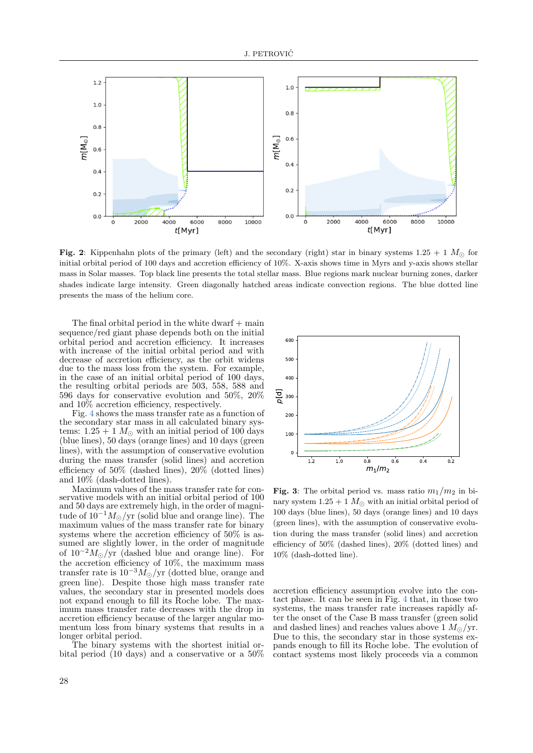**Fig. 2**: Kippenhahn plots of the primary (left) and the secondary (right) star in binary systems 1.25 + 1 $M_\odot$ for initial orbital period of 100 days and accretion efficiency of 10%. X-axis shows time in Myrs and y-axis shows stellar mass in Solar masses. Top black line presents the total stellar mass. Blue regions mark nuclear burning zones, darker shades indicate large intensity. Green diagonally hatched areas indicate convection regions. The blue dotted line presents the mass of the helium core.

The final orbital period in the white dwarf + main sequence/red giant phase depends both on the initial orbital period and accretion efficiency. It increases with increase of the initial orbital period and with decrease of accretion efficiency, as the orbit widens due to the mass loss from the system. For example, in the case of an initial orbital period of 100 days, the resulting orbital periods are 503, 558, 588 and 596 days for conservative evolution and 50%, 20% and 10% accretion efficiency, respectively.

Fig. 4 shows the mass transfer rate as a function of the secondary star mass in all calculated binary systems: 1.25 + 1 $M_\odot$ with an initial period of 100 days (blue lines), 50 days (orange lines) and 10 days (green lines), with the assumption of conservative evolution during the mass transfer (solid lines) and accretion efficiency of 50% (dashed lines), 20% (dotted lines) and 10% (dash-dotted lines).

Maximum values of the mass transfer rate for conservative models with an initial orbital period of 100 and 50 days are extremely high, in the order of magnitude of $10^{-1} M_\odot$/yr (solid blue and orange line). The maximum values of the mass transfer rate for binary systems where the accretion efficiency of 50% is assumed are slightly lower, in the order of magnitude of $10^{-2} M_\odot$/yr (dashed blue and orange line). For the accretion efficiency of 10%, the maximum mass transfer rate is $10^{-3} M_\odot$/yr (dotted blue, orange and green line). Despite those high mass transfer rate values, the secondary star in presented models does not expand enough to fill its Roche lobe. The maximum mass transfer rate decreases with the drop in accretion efficiency because of the larger angular momentum loss from binary systems that results in a longer orbital period.

The binary systems with the shortest initial orbital period (10 days) and a conservative or a 50% accretion efficiency assumption evolve into the contact phase. It can be seen in Fig. 4 that, in those two systems, the mass transfer rate increases rapidly after the onset of the Case B mass transfer (green solid and dashed lines) and reaches values above 1 $M_\odot$/yr. Due to this, the secondary star in those systems expands enough to fill its Roche lobe. The evolution of contact systems most likely proceeds via a common

**Fig. 3**: The orbital period vs. mass ratio $m_1/m_2$ in binary system 1.25 + 1 $M_\odot$ with an initial orbital period of 100 days (blue lines), 50 days (orange lines) and 10 days (green lines), with the assumption of conservative evolution during the mass transfer (solid lines) and accretion efficiency of 50% (dashed lines), 20% (dotted lines) and 10% (dash-dotted line).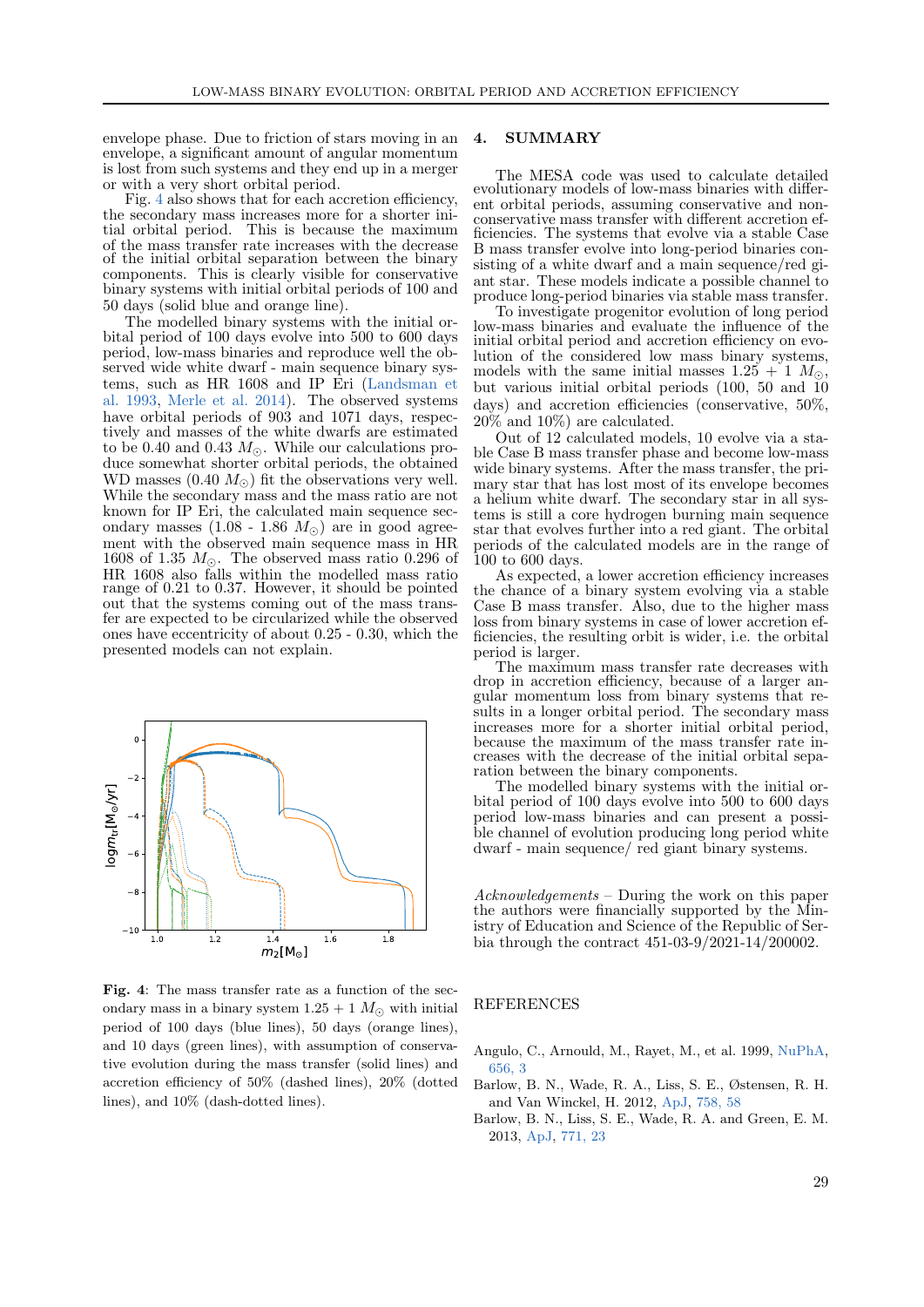envelope phase. Due to friction of stars moving in an envelope, a significant amount of angular momentum is lost from such systems and they end up in a merger or with a very short orbital period.

Fig. 4 also shows that for each accretion efficiency, the secondary mass increases more for a shorter initial orbital period. This is because the maximum of the mass transfer rate increases with the decrease of the initial orbital separation between the binary components. This is clearly visible for conservative binary systems with initial orbital periods of 100 and 50 days (solid blue and orange line).

The modelled binary systems with the initial orbital period of 100 days evolve into 500 to 600 days period, low-mass binaries and reproduce well the observed wide white dwarf - main sequence binary systems, such as HR 1608 and IP Eri (Landsman et al. 1993, Merle et al. 2014). The observed systems have orbital periods of 903 and 1071 days, respectively and masses of the white dwarfs are estimated to be 0.40 and 0.43 $M_\odot$. While our calculations produce somewhat shorter orbital periods, the obtained WD masses (0.40 $M_\odot$) fit the observations very well. While the secondary mass and the mass ratio are not known for IP Eri, the calculated main sequence secondary masses (1.08 - 1.86 $M_\odot$) are in good agreement with the observed main sequence mass in HR 1608 of 1.35 $M_\odot$. The observed mass ratio 0.296 of HR 1608 also falls within the modelled mass ratio range of 0.21 to 0.37. However, it should be pointed out that the systems coming out of the mass transfer are expected to be circularized while the observed ones have eccentricity of about 0.25 - 0.30, which the presented models can not explain.

**Fig. 4**: The mass transfer rate as a function of the secondary mass in a binary system 1.25 + 1 $M_\odot$ with initial period of 100 days (blue lines), 50 days (orange lines), and 10 days (green lines), with assumption of conservative evolution during the mass transfer (solid lines) and accretion efficiency of 50% (dashed lines), 20% (dotted lines), and 10% (dash-dotted lines).

## 4. SUMMARY

The MESA code was used to calculate detailed evolutionary models of low-mass binaries with different orbital periods, assuming conservative and non-conservative mass transfer with different accretion efficiencies. The systems that evolve via a stable Case B mass transfer evolve into long-period binaries consisting of a white dwarf and a main sequence/red giant star. These models indicate a possible channel to produce long-period binaries via stable mass transfer.

To investigate progenitor evolution of long period low-mass binaries and evaluate the influence of the initial orbital period and accretion efficiency on evolution of the considered low mass binary systems, models with the same initial masses 1.25 + 1 $M_\odot$, but various initial orbital periods (100, 50 and 10 days) and accretion efficiencies (conservative, 50%, 20% and 10%) are calculated.

Out of 12 calculated models, 10 evolve via a stable Case B mass transfer phase and become low-mass wide binary systems. After the mass transfer, the primary star that has lost most of its envelope becomes a helium white dwarf. The secondary star in all systems is still a core hydrogen burning main sequence star that evolves further into a red giant. The orbital periods of the calculated models are in the range of 100 to 600 days.

As expected, a lower accretion efficiency increases the chance of a binary system evolving via a stable Case B mass transfer. Also, due to the higher mass loss from binary systems in case of lower accretion efficiencies, the resulting orbit is wider, i.e. the orbital period is larger.

The maximum mass transfer rate decreases with drop in accretion efficiency, because of a larger angular momentum loss from binary systems that results in a longer orbital period. The secondary mass increases more for a shorter initial orbital period, because the maximum of the mass transfer rate increases with the decrease of the initial orbital separation between the binary components.

The modelled binary systems with the initial orbital period of 100 days evolve into 500 to 600 days period low-mass binaries and can present a possible channel of evolution producing long period white dwarf - main sequence/ red giant binary systems.

*Acknowledgements* – During the work on this paper the authors were financially supported by the Ministry of Education and Science of the Republic of Serbia through the contract 451-03-9/2021-14/200002.

## REFERENCES

Angulo, C., Arnould, M., Rayet, M., et al. 1999, NuPhA, 656, 3

Barlow, B. N., Wade, R. A., Liss, S. E., Østensen, R. H. and Van Winckel, H. 2012, ApJ, 758, 58

Barlow, B. N., Liss, S. E., Wade, R. A. and Green, E. M. 2013, ApJ, 771, 23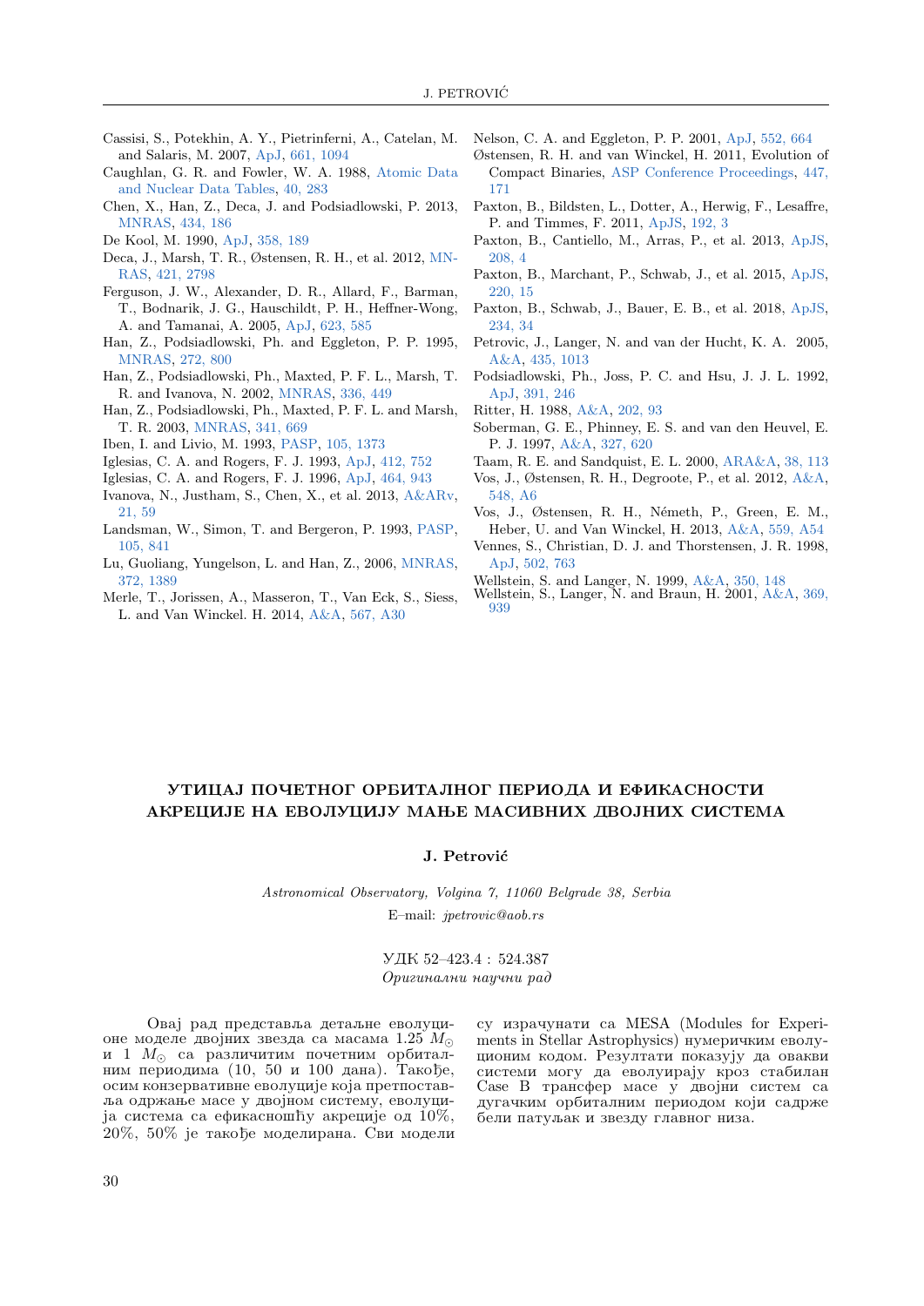Cassisi, S., Potekhin, A. Y., Pietrinferni, A., Catelan, M. and Salaris, M. 2007, ApJ, 661, 1094

Caughlan, G. R. and Fowler, W. A. 1988, Atomic Data and Nuclear Data Tables, 40, 283

Chen, X., Han, Z., Deca, J. and Podsiadlowski, P. 2013, MNRAS, 434, 186

De Kool, M. 1990, ApJ, 358, 189

Deca, J., Marsh, T. R., Østensen, R. H., et al. 2012, MNRAS, 421, 2798

Ferguson, J. W., Alexander, D. R., Allard, F., Barman, T., Bodnarik, J. G., Hauschildt, P. H., Heffner-Wong, A. and Tamanai, A. 2005, ApJ, 623, 585

Han, Z., Podsiadlowski, Ph. and Eggleton, P. P. 1995, MNRAS, 272, 800

Han, Z., Podsiadlowski, Ph., Maxted, P. F. L., Marsh, T. R. and Ivanova, N. 2002, MNRAS, 336, 449

Han, Z., Podsiadlowski, Ph., Maxted, P. F. L. and Marsh, T. R. 2003, MNRAS, 341, 669

Iben, I. and Livio, M. 1993, PASP, 105, 1373

Iglesias, C. A. and Rogers, F. J. 1993, ApJ, 412, 752

Iglesias, C. A. and Rogers, F. J. 1996, ApJ, 464, 943

Ivanova, N., Justham, S., Chen, X., et al. 2013, A&ARv, 21, 59

Landsman, W., Simon, T. and Bergeron, P. 1993, PASP, 105, 841

Lu, Guoliang, Yungelson, L. and Han, Z., 2006, MNRAS, 372, 1389

Merle, T., Jorissen, A., Masseron, T., Van Eck, S., Siess, L. and Van Winckel. H. 2014, A&A, 567, A30

Nelson, C. A. and Eggleton, P. P. 2001, ApJ, 552, 664

Østensen, R. H. and van Winckel, H. 2011, Evolution of Compact Binaries, ASP Conference Proceedings, 447, 171

Paxton, B., Bildsten, L., Dotter, A., Herwig, F., Lesaffre, P. and Timmes, F. 2011, ApJS, 192, 3

Paxton, B., Cantiello, M., Arras, P., et al. 2013, ApJS, 208, 4

Paxton, B., Marchant, P., Schwab, J., et al. 2015, ApJS, 220, 15

Paxton, B., Schwab, J., Bauer, E. B., et al. 2018, ApJS, 234, 34

Petrovic, J., Langer, N. and van der Hucht, K. A. 2005, A&A, 435, 1013

Podsiadlowski, Ph., Joss, P. C. and Hsu, J. J. L. 1992, ApJ, 391, 246

Ritter, H. 1988, A&A, 202, 93

Soberman, G. E., Phinney, E. S. and van den Heuvel, E. P. J. 1997, A&A, 327, 620

Taam, R. E. and Sandquist, E. L. 2000, ARA&A, 38, 113

Vos, J., Østensen, R. H., Degroote, P., et al. 2012, A&A, 548, A6

Vos, J., Østensen, R. H., Németh, P., Green, E. M., Heber, U. and Van Winckel, H. 2013, A&A, 559, A54

Vennes, S., Christian, D. J. and Thorstensen, J. R. 1998, ApJ, 502, 763

Wellstein, S. and Langer, N. 1999, A&A, 350, 148

Wellstein, S., Langer, N. and Braun, H. 2001, A&A, 369, 939

## УТИЦАЈ ПОЧЕТНОГ ОРБИТАЛНОГ ПЕРИОДА И ЕФИКАСНОСТИ АКРЕЦИЈЕ НА ЕВОЛУЦИЈУ МАЊЕ МАСИВНИХ ДВОЈНИХ СИСТЕМА

**J. Petrović**

*Astronomical Observatory, Volgina 7, 11060 Belgrade 38, Serbia*

E–mail: *jpetrovic@aob.rs*

УДК 52–423.4 : 524.387

*Оригинални научни рад*

Овај рад представља детаљне еволуционе моделе двојних звезда са масама 1.25 $M_{\odot}$ и 1 $M_{\odot}$ са различитим почетним орбиталним периодима (10, 50 и 100 дана). Такође, осим конзервативне еволуције која претпоставља одржање масе у двојном систему, еволуција система са ефикасношћу акреције од 10%, 20%, 50% је такође моделирана. Сви модели су израчунати са MESA (Modules for Experiments in Stellar Astrophysics) нумеричким еволуционим кодом. Резултати показују да овакви системи могу да еволуирају кроз стабилан Case B трансфер масе у двојни систем са дугачким орбиталним периодом који садрже бели патуљак и звезду главног низа.